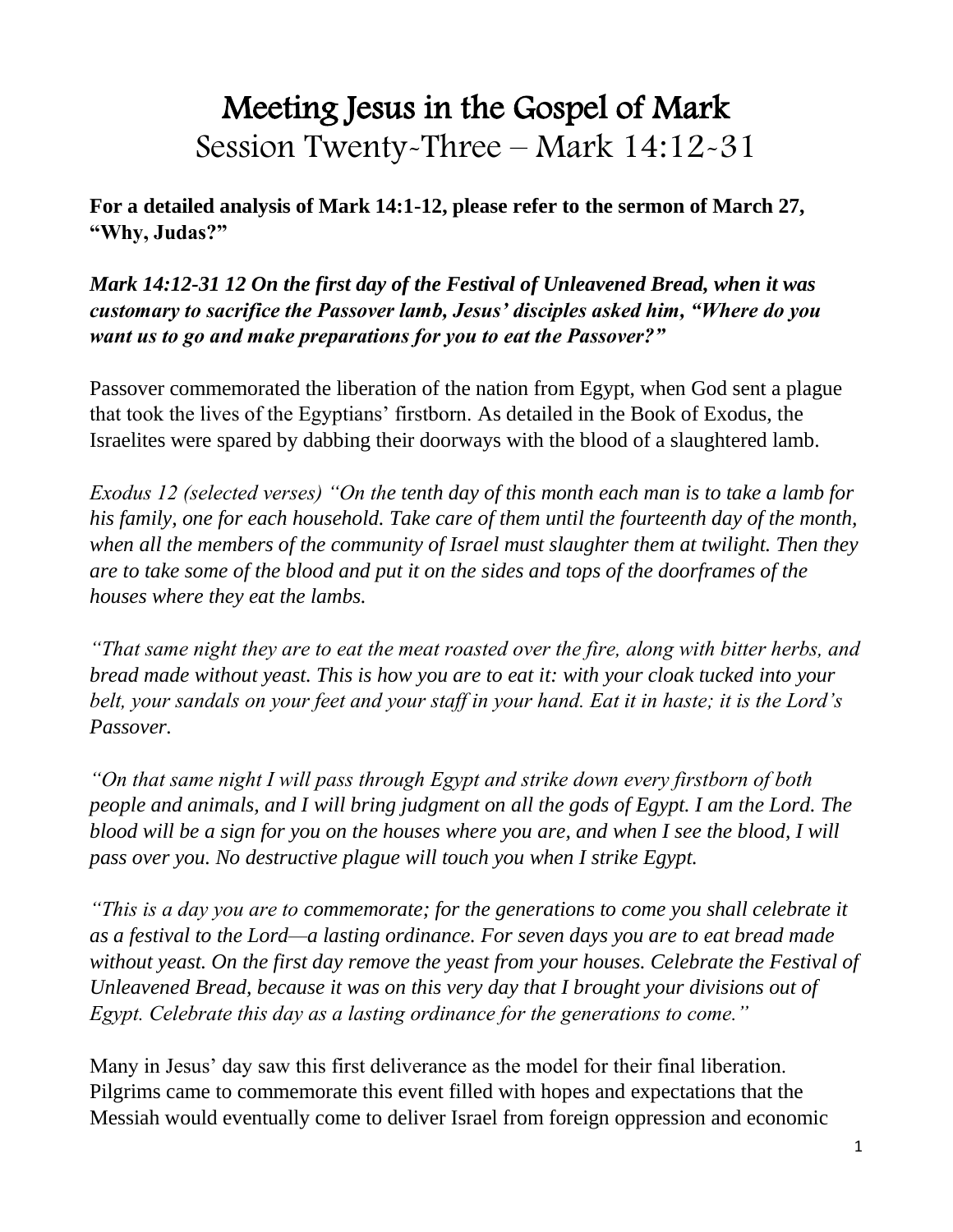# Meeting Jesus in the Gospel of Mark

## Session Twenty-Three – Mark 14:12-31

**For a detailed analysis of Mark 14:1-12, please refer to the sermon of March 27, "Why, Judas?"**

***Mark 14:12-31 12 On the first day of the Festival of Unleavened Bread, when it was customary to sacrifice the Passover lamb, Jesus' disciples asked him, "Where do you want us to go and make preparations for you to eat the Passover?"***

Passover commemorated the liberation of the nation from Egypt, when God sent a plague that took the lives of the Egyptians' firstborn. As detailed in the Book of Exodus, the Israelites were spared by dabbing their doorways with the blood of a slaughtered lamb.

*Exodus 12 (selected verses) "On the tenth day of this month each man is to take a lamb for his family, one for each household. Take care of them until the fourteenth day of the month, when all the members of the community of Israel must slaughter them at twilight. Then they are to take some of the blood and put it on the sides and tops of the doorframes of the houses where they eat the lambs.*

*"That same night they are to eat the meat roasted over the fire, along with bitter herbs, and bread made without yeast. This is how you are to eat it: with your cloak tucked into your belt, your sandals on your feet and your staff in your hand. Eat it in haste; it is the Lord's Passover.*

*"On that same night I will pass through Egypt and strike down every firstborn of both people and animals, and I will bring judgment on all the gods of Egypt. I am the Lord. The blood will be a sign for you on the houses where you are, and when I see the blood, I will pass over you. No destructive plague will touch you when I strike Egypt.*

*"This is a day you are to commemorate; for the generations to come you shall celebrate it as a festival to the Lord—a lasting ordinance. For seven days you are to eat bread made without yeast. On the first day remove the yeast from your houses. Celebrate the Festival of Unleavened Bread, because it was on this very day that I brought your divisions out of Egypt. Celebrate this day as a lasting ordinance for the generations to come."*

Many in Jesus' day saw this first deliverance as the model for their final liberation. Pilgrims came to commemorate this event filled with hopes and expectations that the Messiah would eventually come to deliver Israel from foreign oppression and economic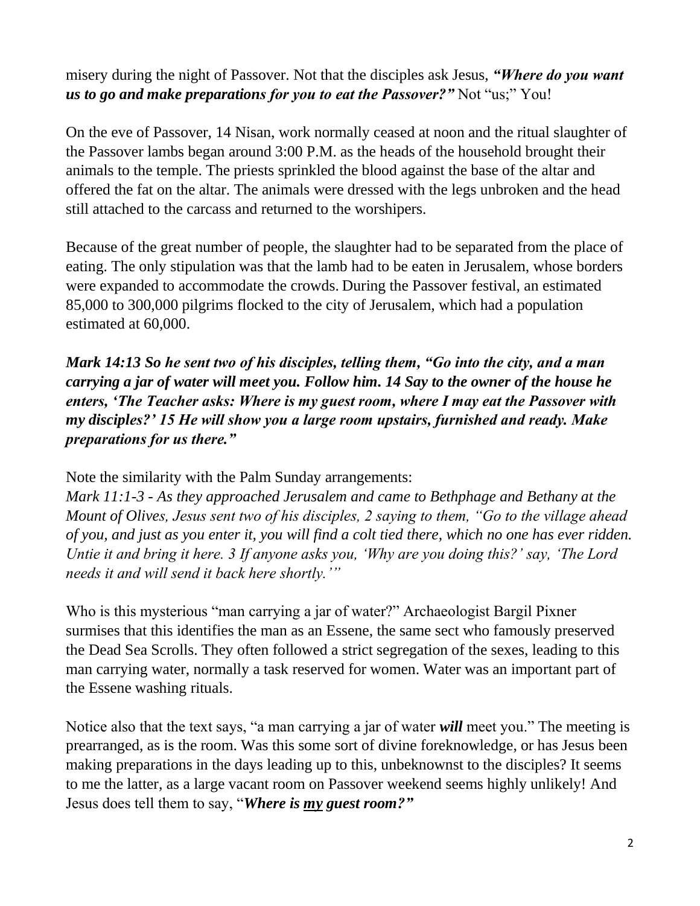misery during the night of Passover. Not that the disciples ask Jesus, ***"Where do you want us to go and make preparations for you to eat the Passover?"*** Not "us;" You!

On the eve of Passover, 14 Nisan, work normally ceased at noon and the ritual slaughter of the Passover lambs began around 3:00 P.M. as the heads of the household brought their animals to the temple. The priests sprinkled the blood against the base of the altar and offered the fat on the altar. The animals were dressed with the legs unbroken and the head still attached to the carcass and returned to the worshipers.

Because of the great number of people, the slaughter had to be separated from the place of eating. The only stipulation was that the lamb had to be eaten in Jerusalem, whose borders were expanded to accommodate the crowds. During the Passover festival, an estimated 85,000 to 300,000 pilgrims flocked to the city of Jerusalem, which had a population estimated at 60,000.

***Mark 14:13 So he sent two of his disciples, telling them, "Go into the city, and a man carrying a jar of water will meet you. Follow him. 14 Say to the owner of the house he enters, 'The Teacher asks: Where is my guest room, where I may eat the Passover with my disciples?' 15 He will show you a large room upstairs, furnished and ready. Make preparations for us there."***

Note the similarity with the Palm Sunday arrangements:
*Mark 11:1-3 - As they approached Jerusalem and came to Bethphage and Bethany at the Mount of Olives, Jesus sent two of his disciples, 2 saying to them, "Go to the village ahead of you, and just as you enter it, you will find a colt tied there, which no one has ever ridden. Untie it and bring it here. 3 If anyone asks you, 'Why are you doing this?' say, 'The Lord needs it and will send it back here shortly.'"*

Who is this mysterious "man carrying a jar of water?" Archaeologist Bargil Pixner surmises that this identifies the man as an Essene, the same sect who famously preserved the Dead Sea Scrolls. They often followed a strict segregation of the sexes, leading to this man carrying water, normally a task reserved for women. Water was an important part of the Essene washing rituals.

Notice also that the text says, "a man carrying a jar of water ***will*** meet you." The meeting is prearranged, as is the room. Was this some sort of divine foreknowledge, or has Jesus been making preparations in the days leading up to this, unbeknownst to the disciples? It seems to me the latter, as a large vacant room on Passover weekend seems highly unlikely! And Jesus does tell them to say, "***Where is <u>my</u> guest room?"***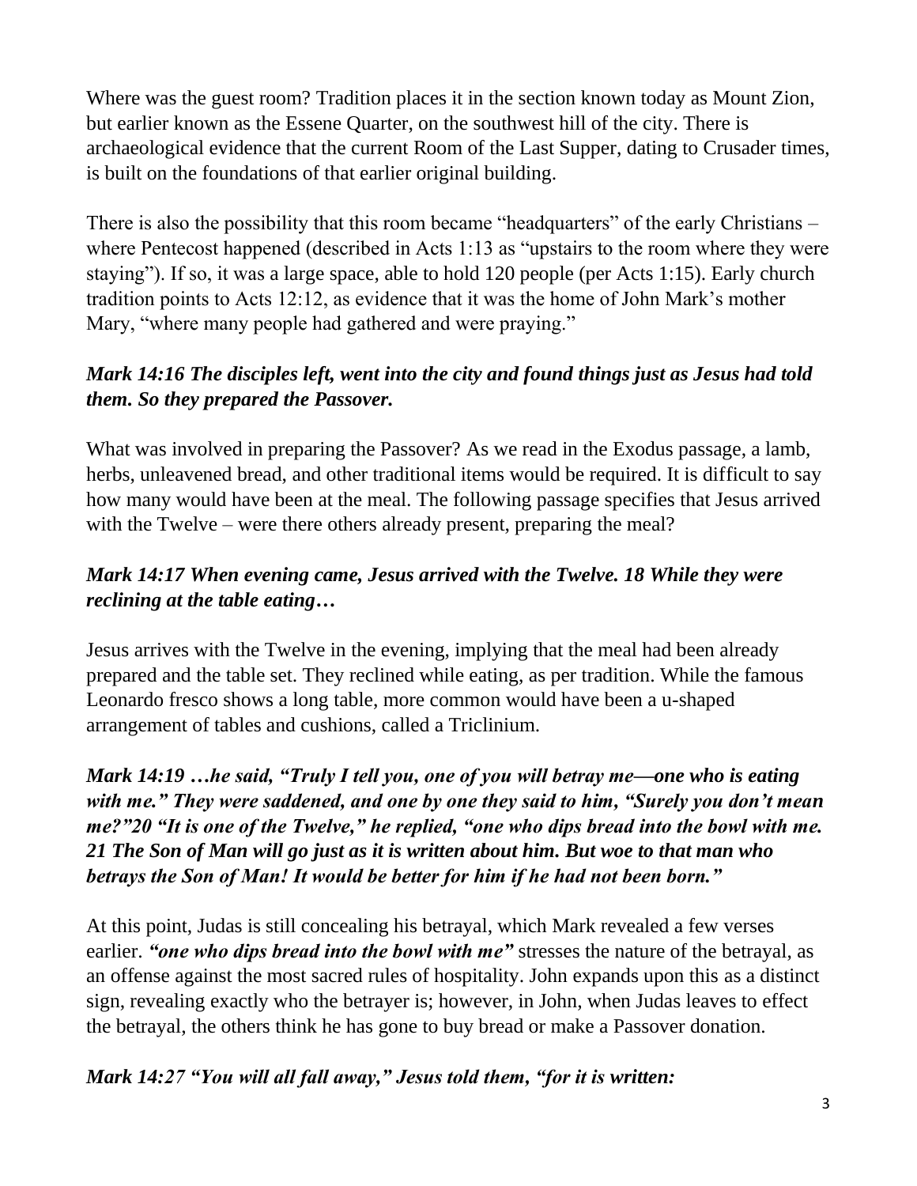Where was the guest room? Tradition places it in the section known today as Mount Zion, but earlier known as the Essene Quarter, on the southwest hill of the city. There is archaeological evidence that the current Room of the Last Supper, dating to Crusader times, is built on the foundations of that earlier original building.

There is also the possibility that this room became "headquarters" of the early Christians – where Pentecost happened (described in Acts 1:13 as "upstairs to the room where they were staying"). If so, it was a large space, able to hold 120 people (per Acts 1:15). Early church tradition points to Acts 12:12, as evidence that it was the home of John Mark's mother Mary, "where many people had gathered and were praying."

***Mark 14:16 The disciples left, went into the city and found things just as Jesus had told them. So they prepared the Passover.***

What was involved in preparing the Passover? As we read in the Exodus passage, a lamb, herbs, unleavened bread, and other traditional items would be required. It is difficult to say how many would have been at the meal. The following passage specifies that Jesus arrived with the Twelve – were there others already present, preparing the meal?

***Mark 14:17 When evening came, Jesus arrived with the Twelve. 18 While they were reclining at the table eating…***

Jesus arrives with the Twelve in the evening, implying that the meal had been already prepared and the table set. They reclined while eating, as per tradition. While the famous Leonardo fresco shows a long table, more common would have been a u-shaped arrangement of tables and cushions, called a Triclinium.

***Mark 14:19 …he said, "Truly I tell you, one of you will betray me—one who is eating with me." They were saddened, and one by one they said to him, "Surely you don't mean me?"20 "It is one of the Twelve," he replied, "one who dips bread into the bowl with me. 21 The Son of Man will go just as it is written about him. But woe to that man who betrays the Son of Man! It would be better for him if he had not been born."***

At this point, Judas is still concealing his betrayal, which Mark revealed a few verses earlier. ***"one who dips bread into the bowl with me"*** stresses the nature of the betrayal, as an offense against the most sacred rules of hospitality. John expands upon this as a distinct sign, revealing exactly who the betrayer is; however, in John, when Judas leaves to effect the betrayal, the others think he has gone to buy bread or make a Passover donation.

***Mark 14:27 "You will all fall away," Jesus told them, "for it is written:***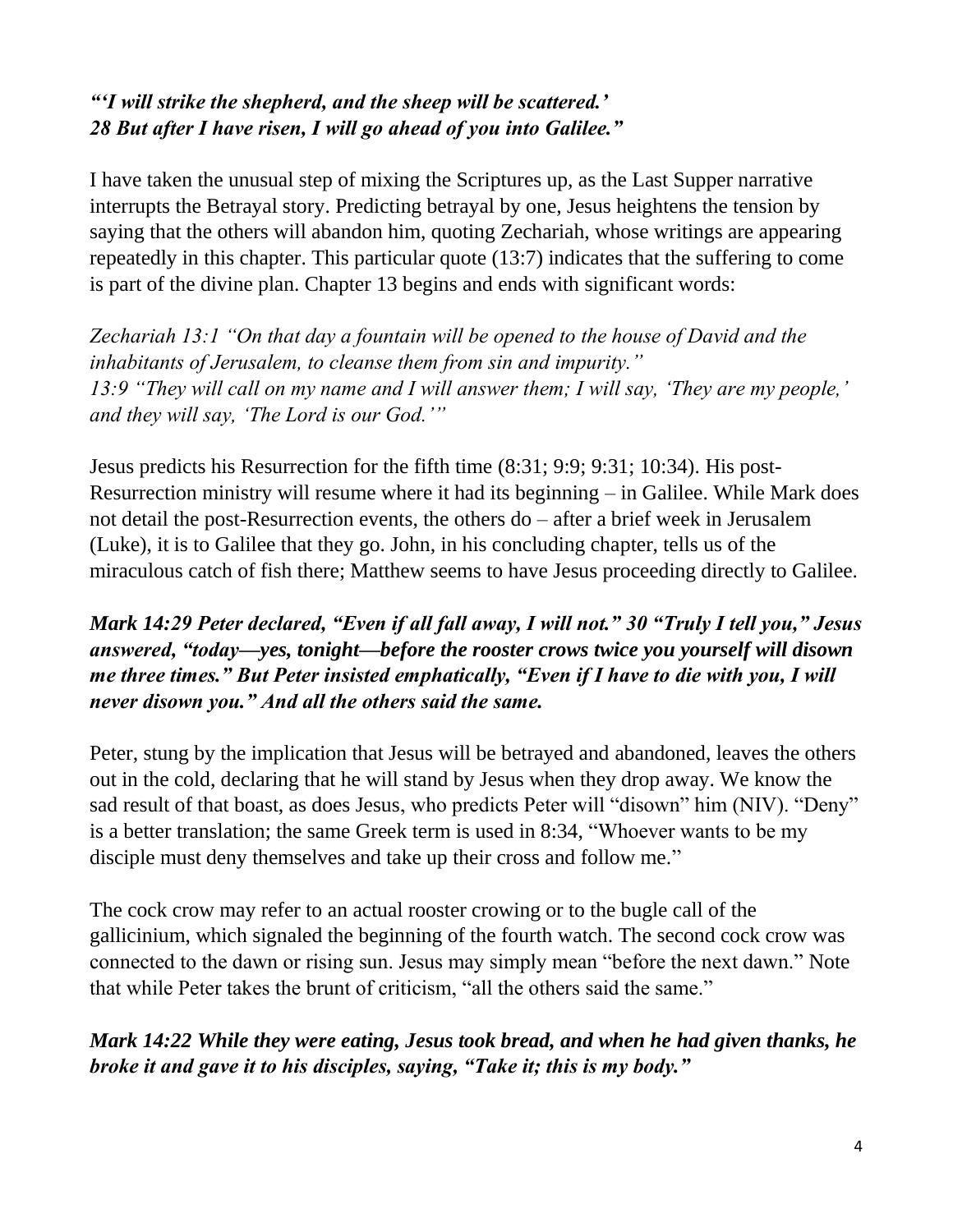***"'I will strike the shepherd, and the sheep will be scattered.' 28 But after I have risen, I will go ahead of you into Galilee."***

I have taken the unusual step of mixing the Scriptures up, as the Last Supper narrative interrupts the Betrayal story. Predicting betrayal by one, Jesus heightens the tension by saying that the others will abandon him, quoting Zechariah, whose writings are appearing repeatedly in this chapter. This particular quote (13:7) indicates that the suffering to come is part of the divine plan. Chapter 13 begins and ends with significant words:

*Zechariah 13:1 "On that day a fountain will be opened to the house of David and the inhabitants of Jerusalem, to cleanse them from sin and impurity."*
*13:9 "They will call on my name and I will answer them; I will say, 'They are my people,' and they will say, 'The Lord is our God.'"*

Jesus predicts his Resurrection for the fifth time (8:31; 9:9; 9:31; 10:34). His post-Resurrection ministry will resume where it had its beginning – in Galilee. While Mark does not detail the post-Resurrection events, the others do – after a brief week in Jerusalem (Luke), it is to Galilee that they go. John, in his concluding chapter, tells us of the miraculous catch of fish there; Matthew seems to have Jesus proceeding directly to Galilee.

***Mark 14:29 Peter declared, "Even if all fall away, I will not." 30 "Truly I tell you," Jesus answered, "today—yes, tonight—before the rooster crows twice you yourself will disown me three times." But Peter insisted emphatically, "Even if I have to die with you, I will never disown you." And all the others said the same.***

Peter, stung by the implication that Jesus will be betrayed and abandoned, leaves the others out in the cold, declaring that he will stand by Jesus when they drop away. We know the sad result of that boast, as does Jesus, who predicts Peter will "disown" him (NIV). "Deny" is a better translation; the same Greek term is used in 8:34, "Whoever wants to be my disciple must deny themselves and take up their cross and follow me."

The cock crow may refer to an actual rooster crowing or to the bugle call of the gallicinium, which signaled the beginning of the fourth watch. The second cock crow was connected to the dawn or rising sun. Jesus may simply mean "before the next dawn." Note that while Peter takes the brunt of criticism, "all the others said the same."

***Mark 14:22 While they were eating, Jesus took bread, and when he had given thanks, he broke it and gave it to his disciples, saying, "Take it; this is my body."***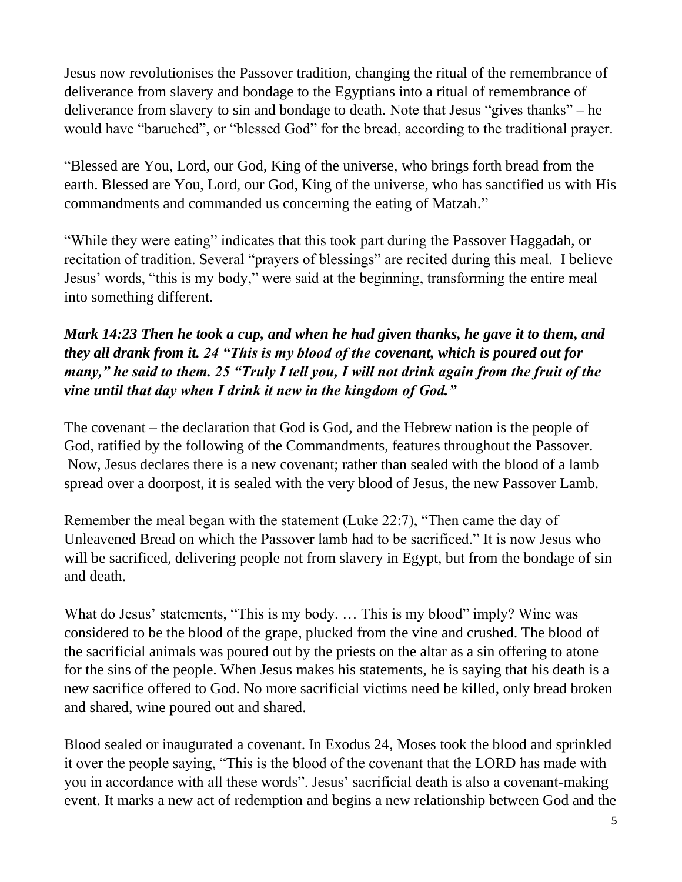Jesus now revolutionises the Passover tradition, changing the ritual of the remembrance of deliverance from slavery and bondage to the Egyptians into a ritual of remembrance of deliverance from slavery to sin and bondage to death. Note that Jesus "gives thanks" – he would have "baruched", or "blessed God" for the bread, according to the traditional prayer.

"Blessed are You, Lord, our God, King of the universe, who brings forth bread from the earth. Blessed are You, Lord, our God, King of the universe, who has sanctified us with His commandments and commanded us concerning the eating of Matzah."

"While they were eating" indicates that this took part during the Passover Haggadah, or recitation of tradition. Several "prayers of blessings" are recited during this meal. I believe Jesus' words, "this is my body," were said at the beginning, transforming the entire meal into something different.

***Mark 14:23 Then he took a cup, and when he had given thanks, he gave it to them, and they all drank from it. 24 "This is my blood of the covenant, which is poured out for many," he said to them. 25 "Truly I tell you, I will not drink again from the fruit of the vine until that day when I drink it new in the kingdom of God."***

The covenant – the declaration that God is God, and the Hebrew nation is the people of God, ratified by the following of the Commandments, features throughout the Passover. Now, Jesus declares there is a new covenant; rather than sealed with the blood of a lamb spread over a doorpost, it is sealed with the very blood of Jesus, the new Passover Lamb.

Remember the meal began with the statement (Luke 22:7), "Then came the day of Unleavened Bread on which the Passover lamb had to be sacrificed." It is now Jesus who will be sacrificed, delivering people not from slavery in Egypt, but from the bondage of sin and death.

What do Jesus' statements, "This is my body. … This is my blood" imply? Wine was considered to be the blood of the grape, plucked from the vine and crushed. The blood of the sacrificial animals was poured out by the priests on the altar as a sin offering to atone for the sins of the people. When Jesus makes his statements, he is saying that his death is a new sacrifice offered to God. No more sacrificial victims need be killed, only bread broken and shared, wine poured out and shared.

Blood sealed or inaugurated a covenant. In Exodus 24, Moses took the blood and sprinkled it over the people saying, "This is the blood of the covenant that the LORD has made with you in accordance with all these words". Jesus' sacrificial death is also a covenant-making event. It marks a new act of redemption and begins a new relationship between God and the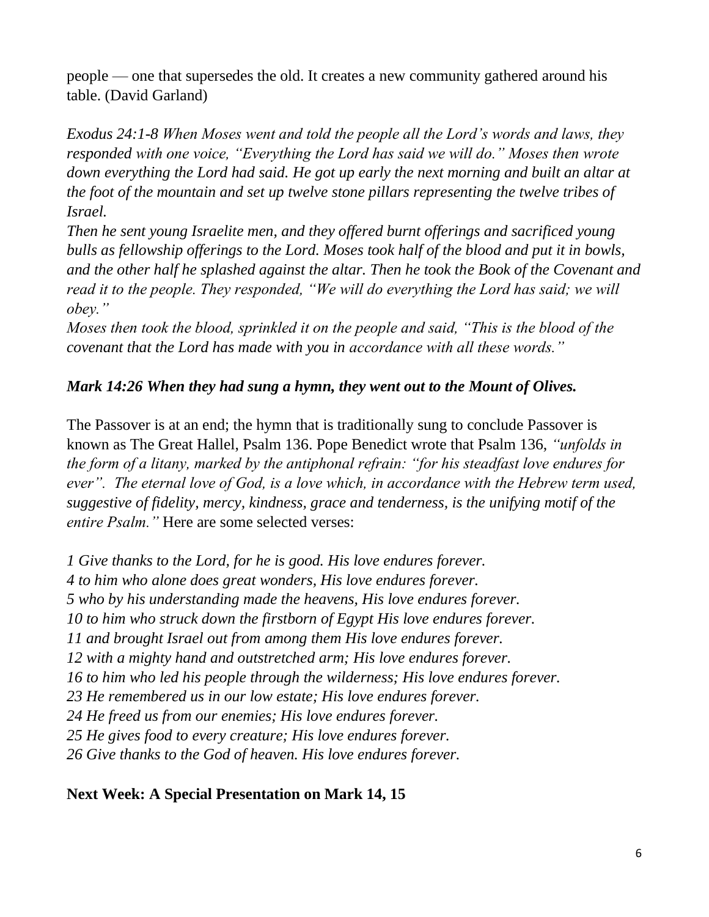people — one that supersedes the old. It creates a new community gathered around his table. (David Garland)

*Exodus 24:1-8 When Moses went and told the people all the Lord's words and laws, they responded with one voice, "Everything the Lord has said we will do." Moses then wrote down everything the Lord had said. He got up early the next morning and built an altar at the foot of the mountain and set up twelve stone pillars representing the twelve tribes of Israel.*
*Then he sent young Israelite men, and they offered burnt offerings and sacrificed young bulls as fellowship offerings to the Lord. Moses took half of the blood and put it in bowls, and the other half he splashed against the altar. Then he took the Book of the Covenant and read it to the people. They responded, "We will do everything the Lord has said; we will obey."*
*Moses then took the blood, sprinkled it on the people and said, "This is the blood of the covenant that the Lord has made with you in accordance with all these words."*

***Mark 14:26 When they had sung a hymn, they went out to the Mount of Olives.***

The Passover is at an end; the hymn that is traditionally sung to conclude Passover is known as The Great Hallel, Psalm 136. Pope Benedict wrote that Psalm 136, *"unfolds in the form of a litany, marked by the antiphonal refrain: "for his steadfast love endures for ever". The eternal love of God, is a love which, in accordance with the Hebrew term used, suggestive of fidelity, mercy, kindness, grace and tenderness, is the unifying motif of the entire Psalm."* Here are some selected verses:

*1 Give thanks to the Lord, for he is good. His love endures forever.*
*4 to him who alone does great wonders, His love endures forever.*
*5 who by his understanding made the heavens, His love endures forever.*
*10 to him who struck down the firstborn of Egypt His love endures forever.*
*11 and brought Israel out from among them His love endures forever.*
*12 with a mighty hand and outstretched arm; His love endures forever.*
*16 to him who led his people through the wilderness; His love endures forever.*
*23 He remembered us in our low estate; His love endures forever.*
*24 He freed us from our enemies; His love endures forever.*
*25 He gives food to every creature; His love endures forever.*
*26 Give thanks to the God of heaven. His love endures forever.*

**Next Week: A Special Presentation on Mark 14, 15**